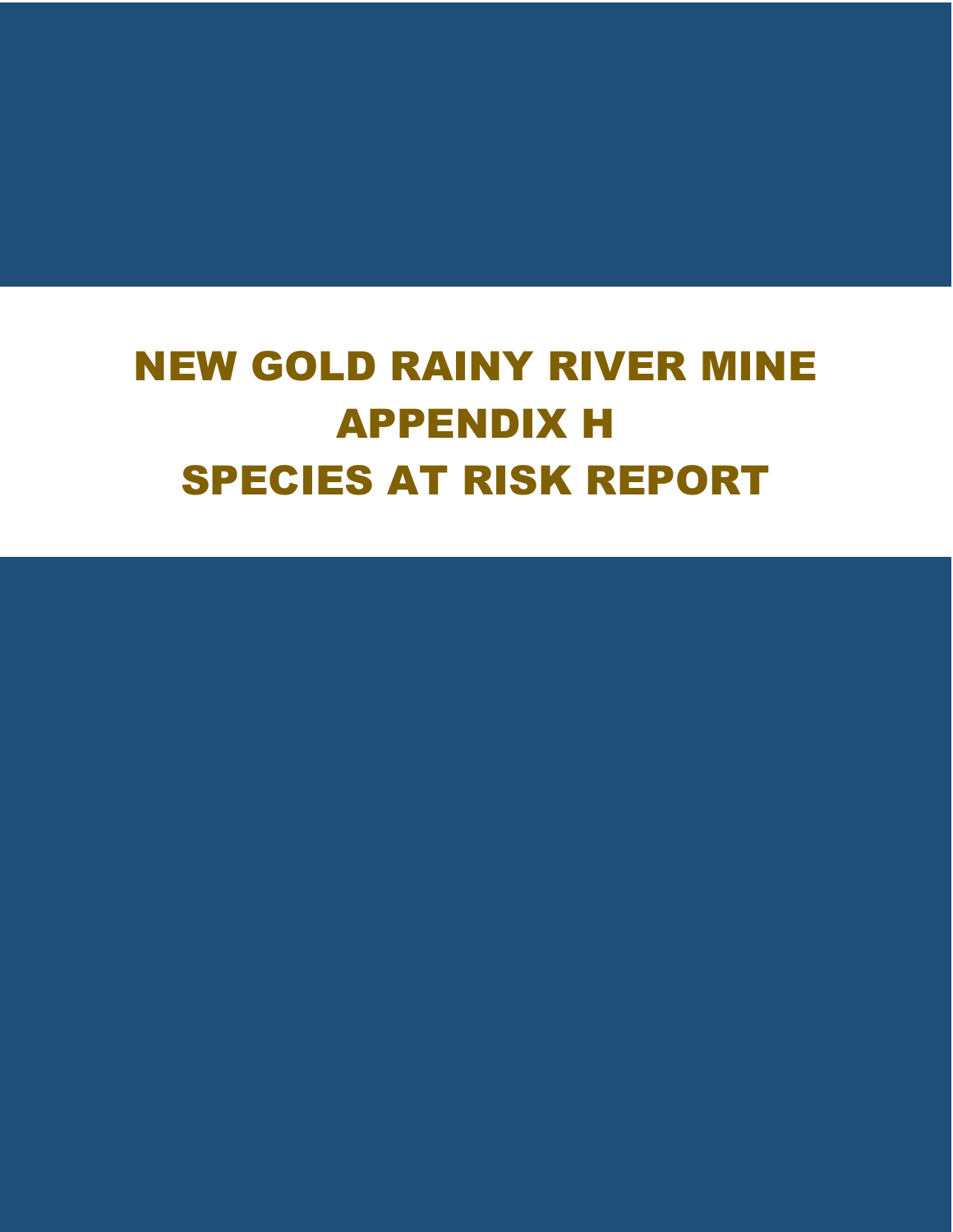# NEW GOLD RAINY RIVER MINE
# APPENDIX H
# SPECIES AT RISK REPORT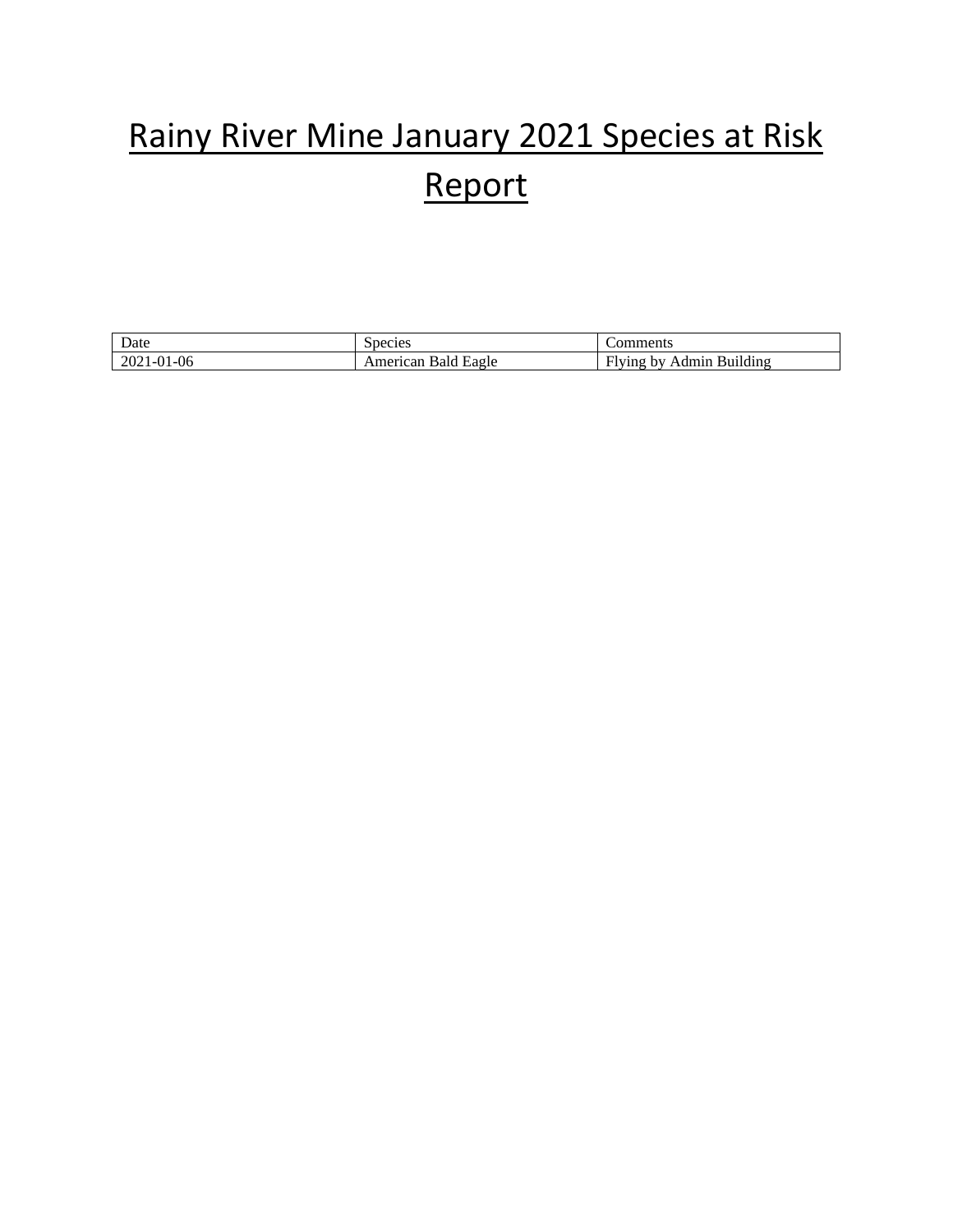# Rainy River Mine January 2021 Species at Risk Report

| Date | Species | Comments |
| --- | --- | --- |
| 2021-01-06 | American Bald Eagle | Flying by Admin Building |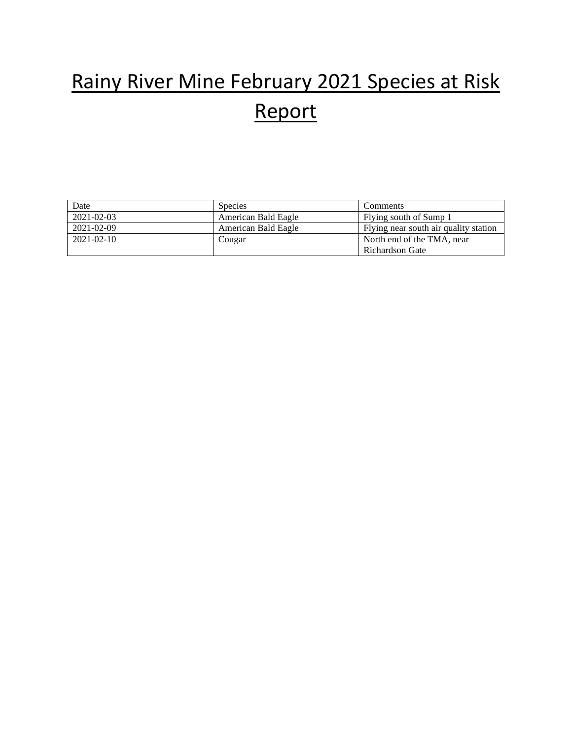# Rainy River Mine February 2021 Species at Risk Report

| Date | Species | Comments |
|---|---|---|
| 2021-02-03 | American Bald Eagle | Flying south of Sump 1 |
| 2021-02-09 | American Bald Eagle | Flying near south air quality station |
| 2021-02-10 | Cougar | North end of the TMA, near Richardson Gate |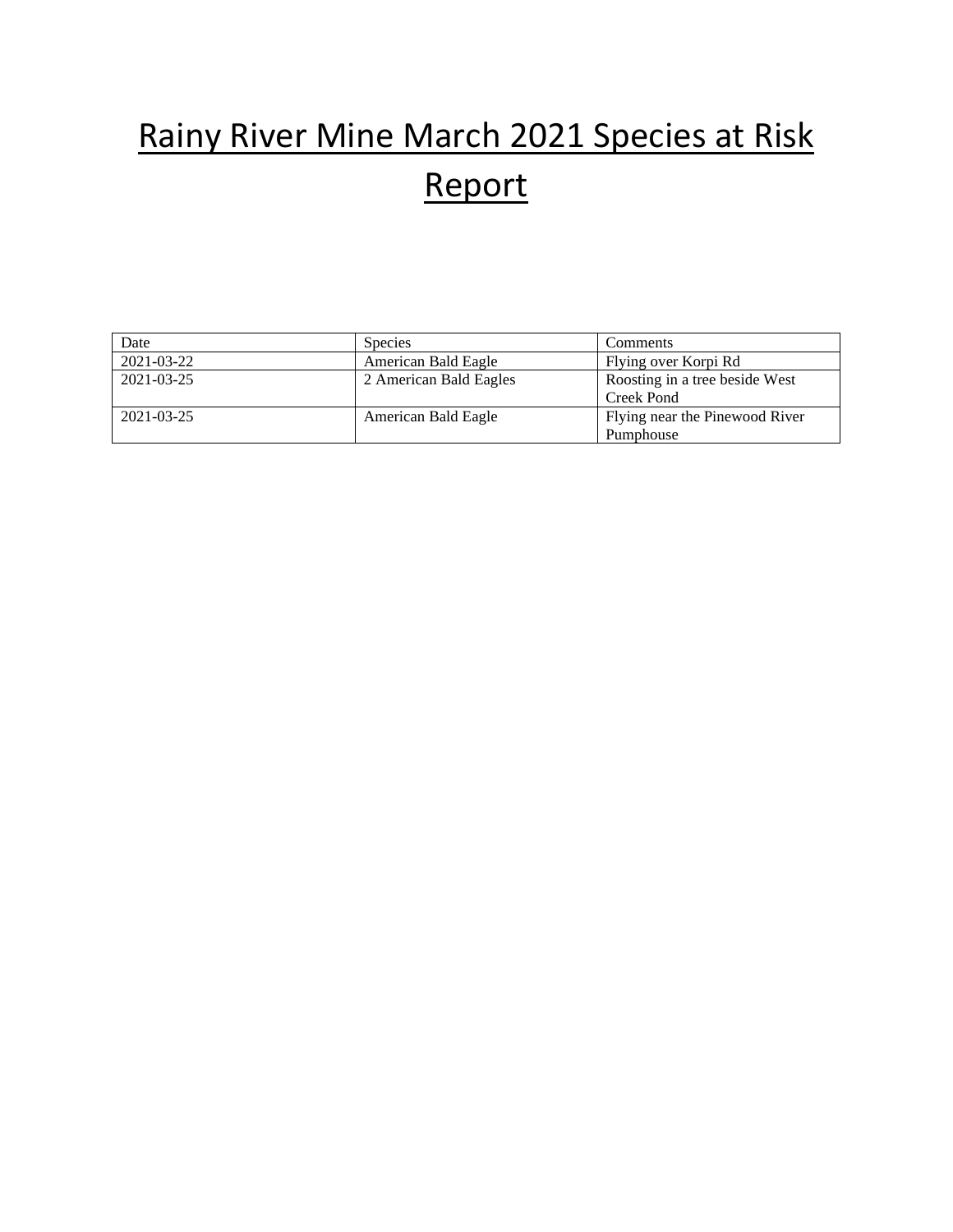# Rainy River Mine March 2021 Species at Risk Report

| Date | Species | Comments |
| --- | --- | --- |
| 2021-03-22 | American Bald Eagle | Flying over Korpi Rd |
| 2021-03-25 | 2 American Bald Eagles | Roosting in a tree beside West Creek Pond |
| 2021-03-25 | American Bald Eagle | Flying near the Pinewood River Pumphouse |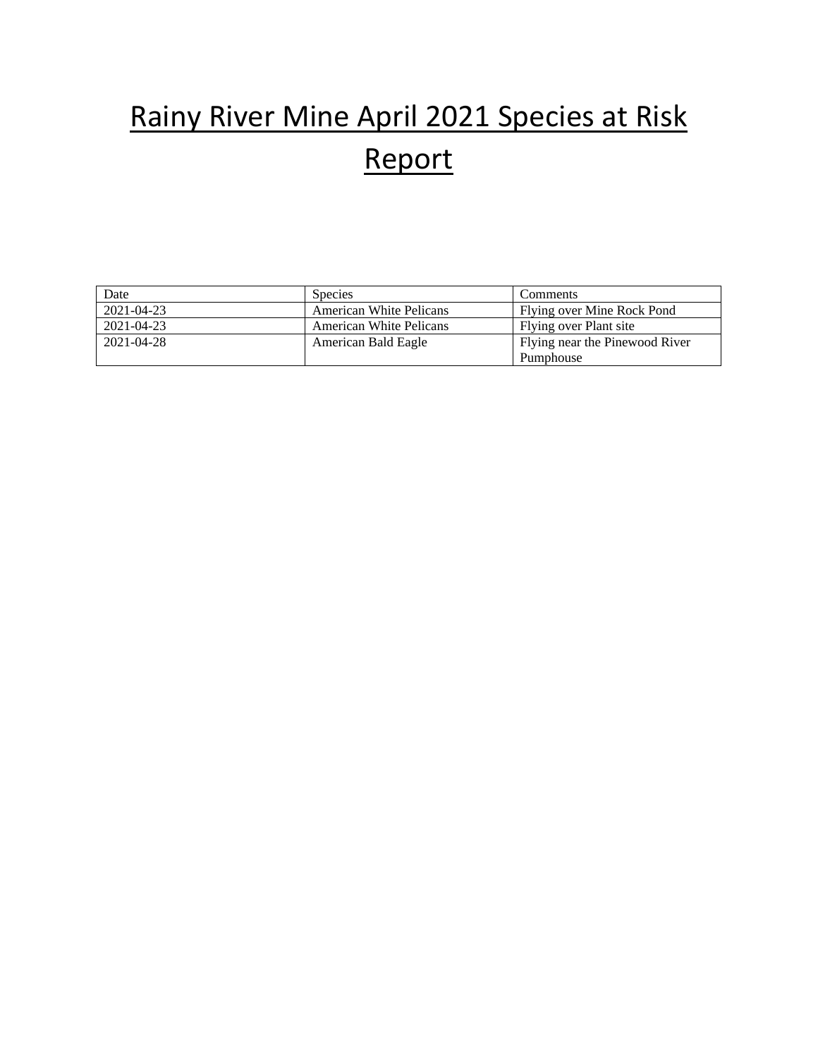# Rainy River Mine April 2021 Species at Risk Report

| Date | Species | Comments |
| --- | --- | --- |
| 2021-04-23 | American White Pelicans | Flying over Mine Rock Pond |
| 2021-04-23 | American White Pelicans | Flying over Plant site |
| 2021-04-28 | American Bald Eagle | Flying near the Pinewood River Pumphouse |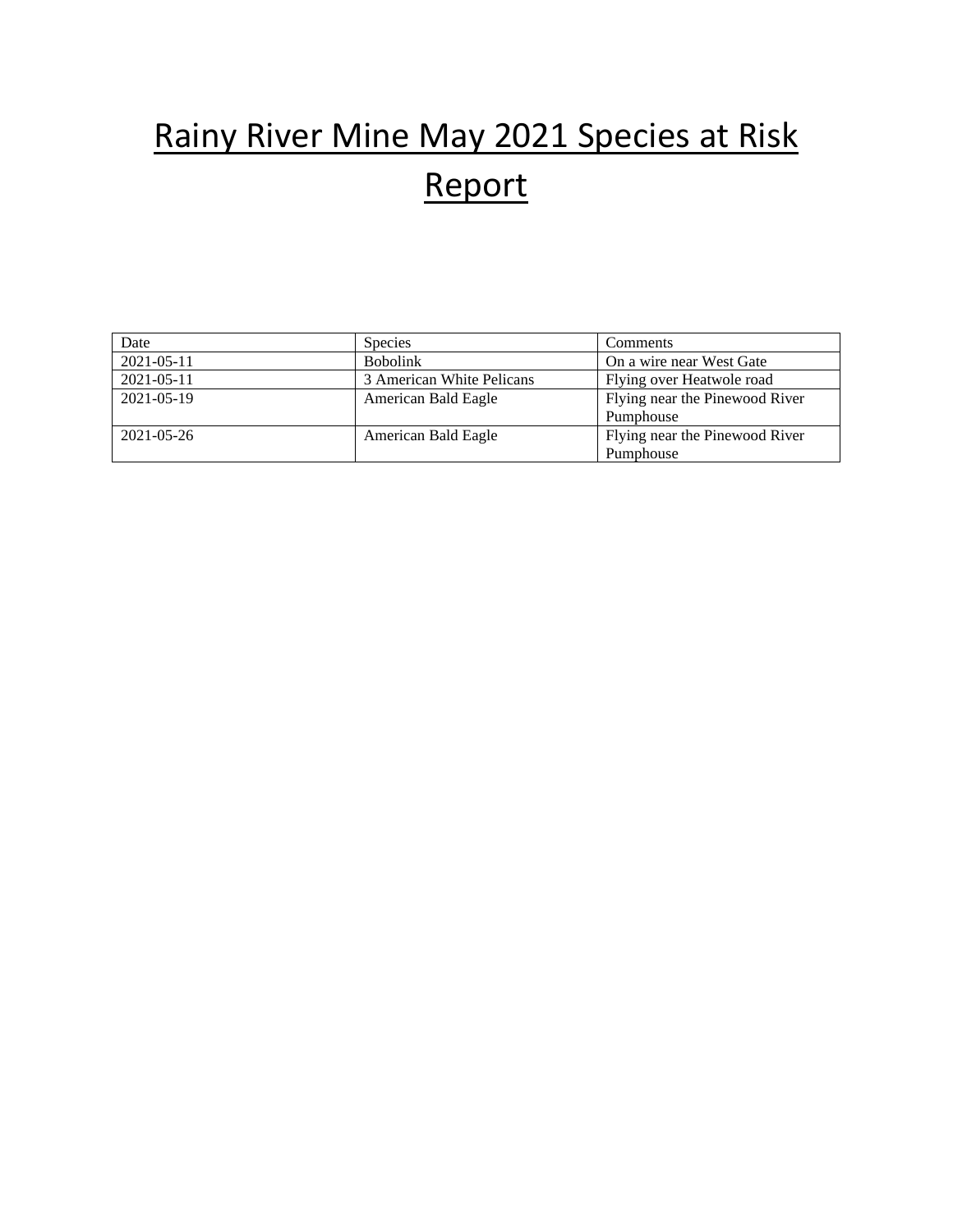# Rainy River Mine May 2021 Species at Risk Report

| Date | Species | Comments |
|---|---|---|
| 2021-05-11 | Bobolink | On a wire near West Gate |
| 2021-05-11 | 3 American White Pelicans | Flying over Heatwole road |
| 2021-05-19 | American Bald Eagle | Flying near the Pinewood River Pumphouse |
| 2021-05-26 | American Bald Eagle | Flying near the Pinewood River Pumphouse |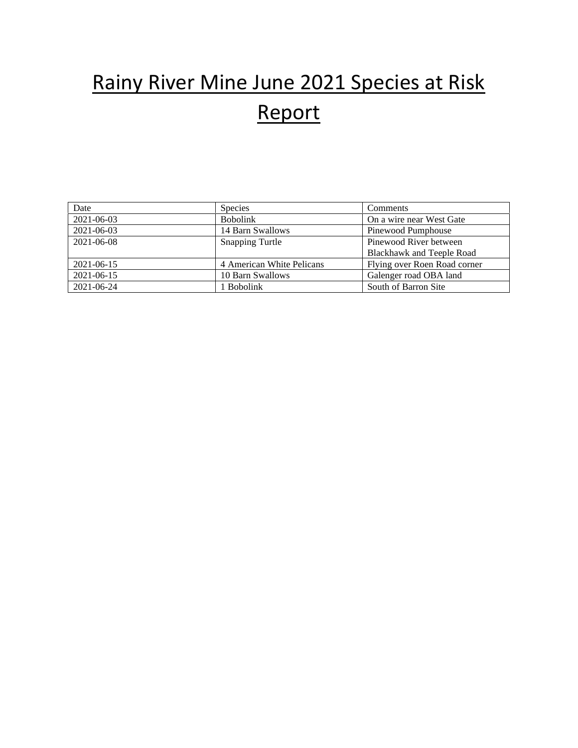# Rainy River Mine June 2021 Species at Risk Report

| Date | Species | Comments |
|---|---|---|
| 2021-06-03 | Bobolink | On a wire near West Gate |
| 2021-06-03 | 14 Barn Swallows | Pinewood Pumphouse |
| 2021-06-08 | Snapping Turtle | Pinewood River between Blackhawk and Teeple Road |
| 2021-06-15 | 4 American White Pelicans | Flying over Roen Road corner |
| 2021-06-15 | 10 Barn Swallows | Galenger road OBA land |
| 2021-06-24 | 1 Bobolink | South of Barron Site |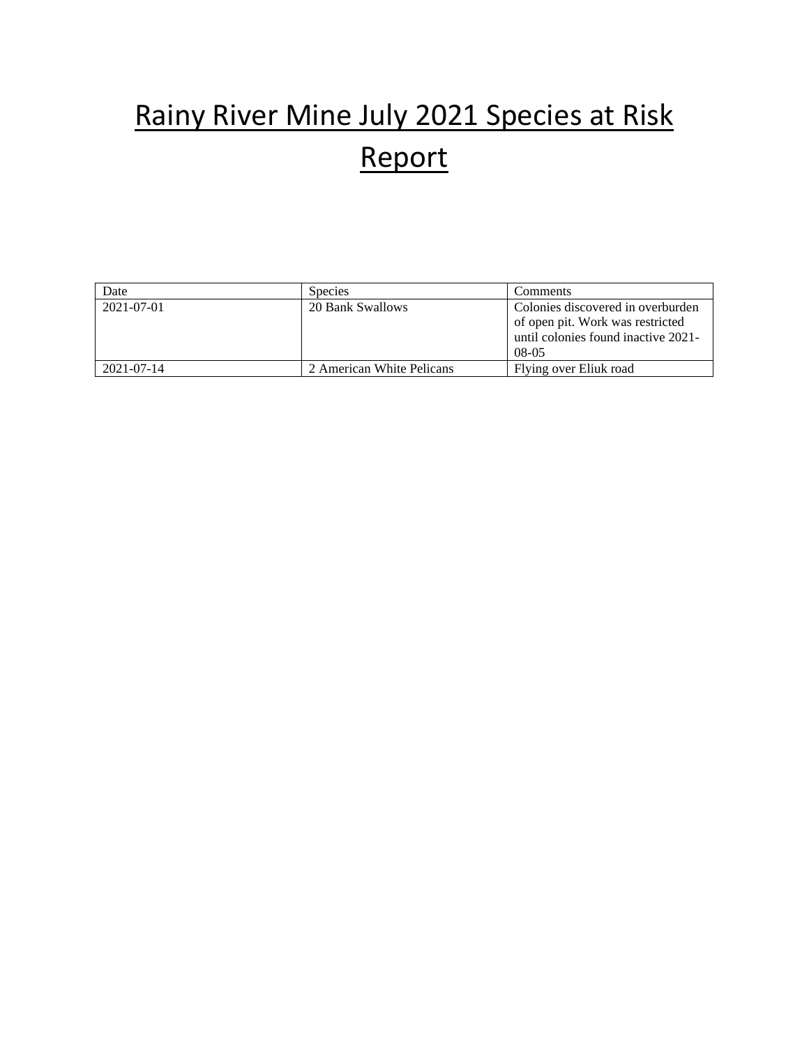# Rainy River Mine July 2021 Species at Risk Report

| Date | Species | Comments |
|---|---|---|
| 2021-07-01 | 20 Bank Swallows | Colonies discovered in overburden of open pit. Work was restricted until colonies found inactive 2021-08-05 |
| 2021-07-14 | 2 American White Pelicans | Flying over Eliuk road |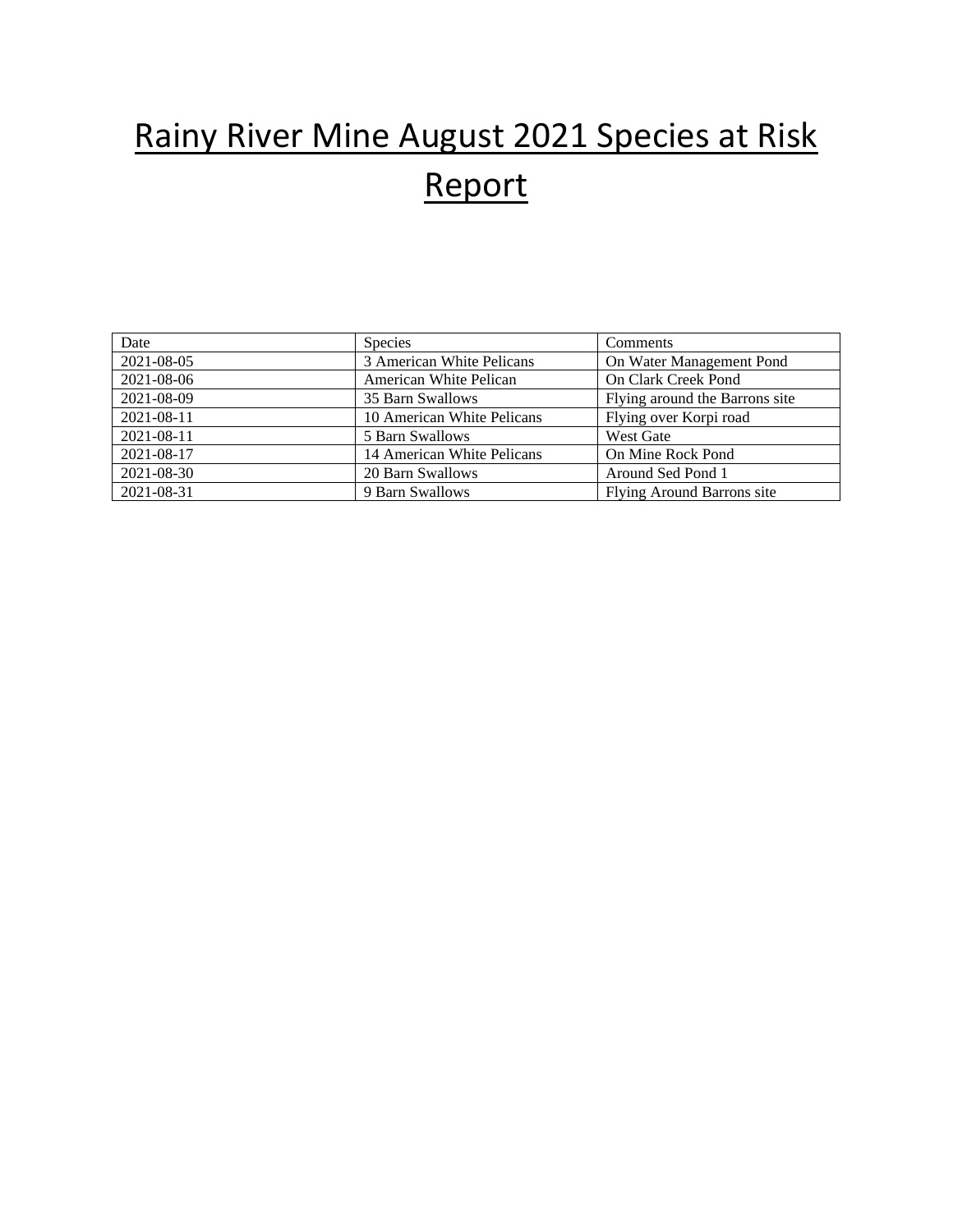# Rainy River Mine August 2021 Species at Risk Report

| Date | Species | Comments |
|---|---|---|
| 2021-08-05 | 3 American White Pelicans | On Water Management Pond |
| 2021-08-06 | American White Pelican | On Clark Creek Pond |
| 2021-08-09 | 35 Barn Swallows | Flying around the Barrons site |
| 2021-08-11 | 10 American White Pelicans | Flying over Korpi road |
| 2021-08-11 | 5 Barn Swallows | West Gate |
| 2021-08-17 | 14 American White Pelicans | On Mine Rock Pond |
| 2021-08-30 | 20 Barn Swallows | Around Sed Pond 1 |
| 2021-08-31 | 9 Barn Swallows | Flying Around Barrons site |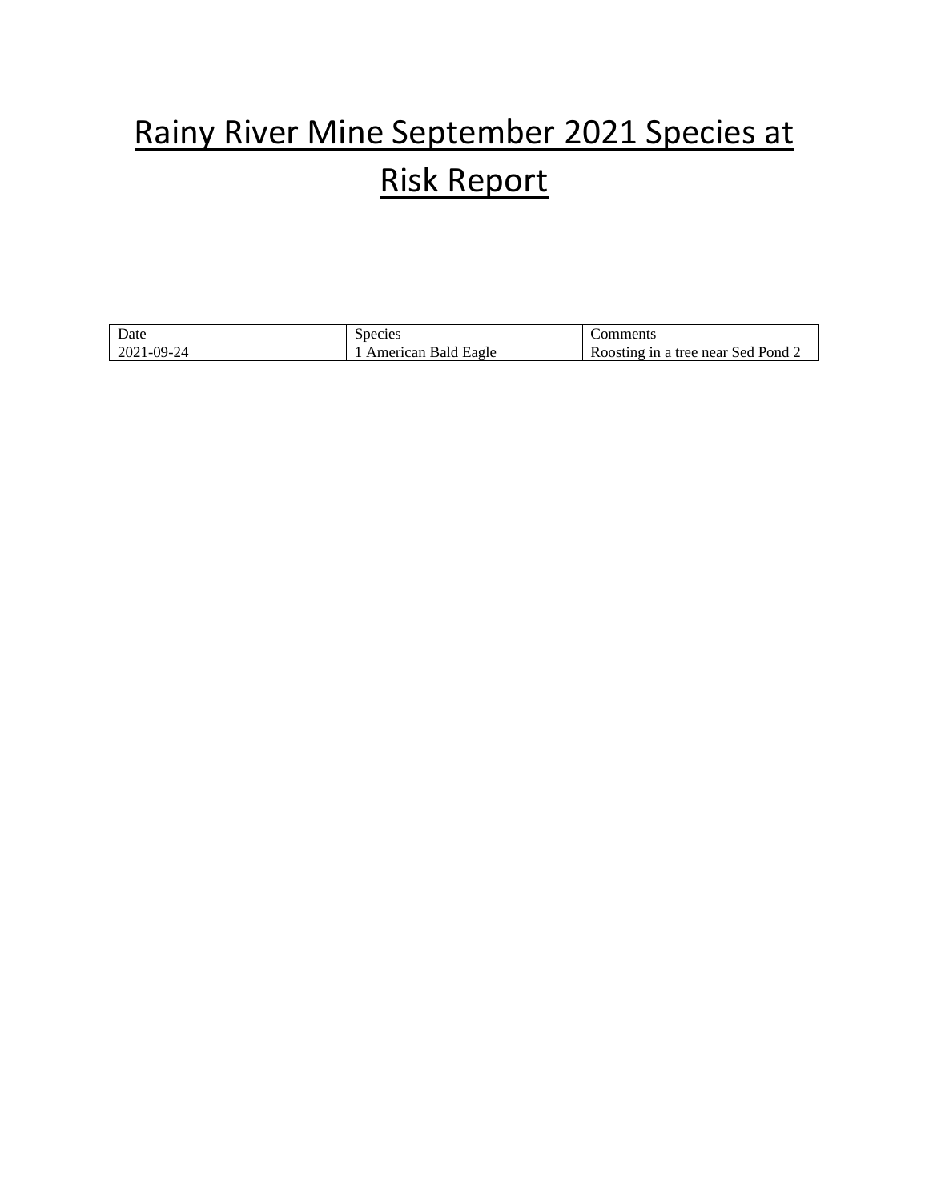# Rainy River Mine September 2021 Species at Risk Report

| Date | Species | Comments |
|---|---|---|
| 2021-09-24 | 1 American Bald Eagle | Roosting in a tree near Sed Pond 2 |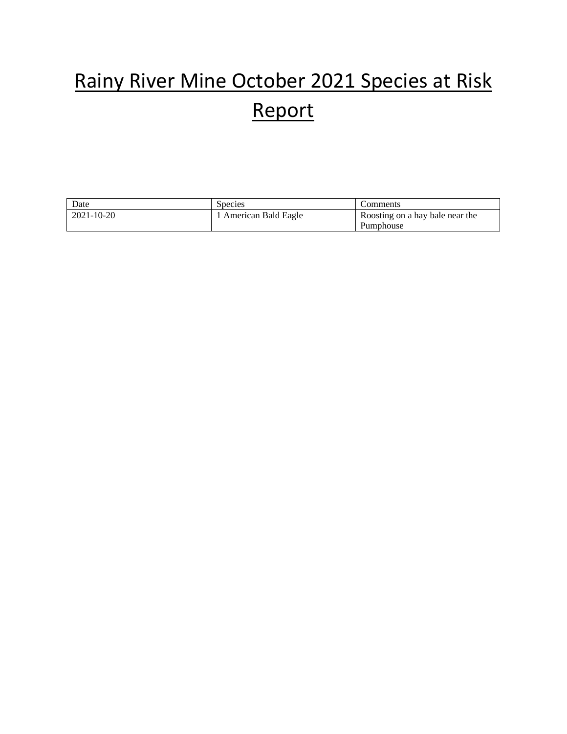# Rainy River Mine October 2021 Species at Risk Report

| Date | Species | Comments |
|---|---|---|
| 2021-10-20 | 1 American Bald Eagle | Roosting on a hay bale near the Pumphouse |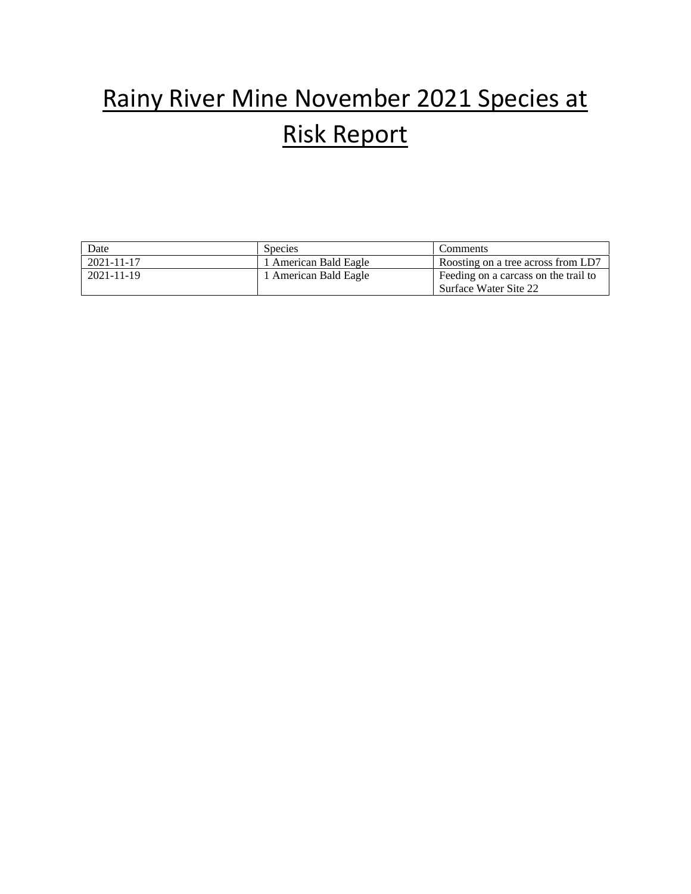# Rainy River Mine November 2021 Species at Risk Report

| Date | Species | Comments |
| --- | --- | --- |
| 2021-11-17 | 1 American Bald Eagle | Roosting on a tree across from LD7 |
| 2021-11-19 | 1 American Bald Eagle | Feeding on a carcass on the trail to Surface Water Site 22 |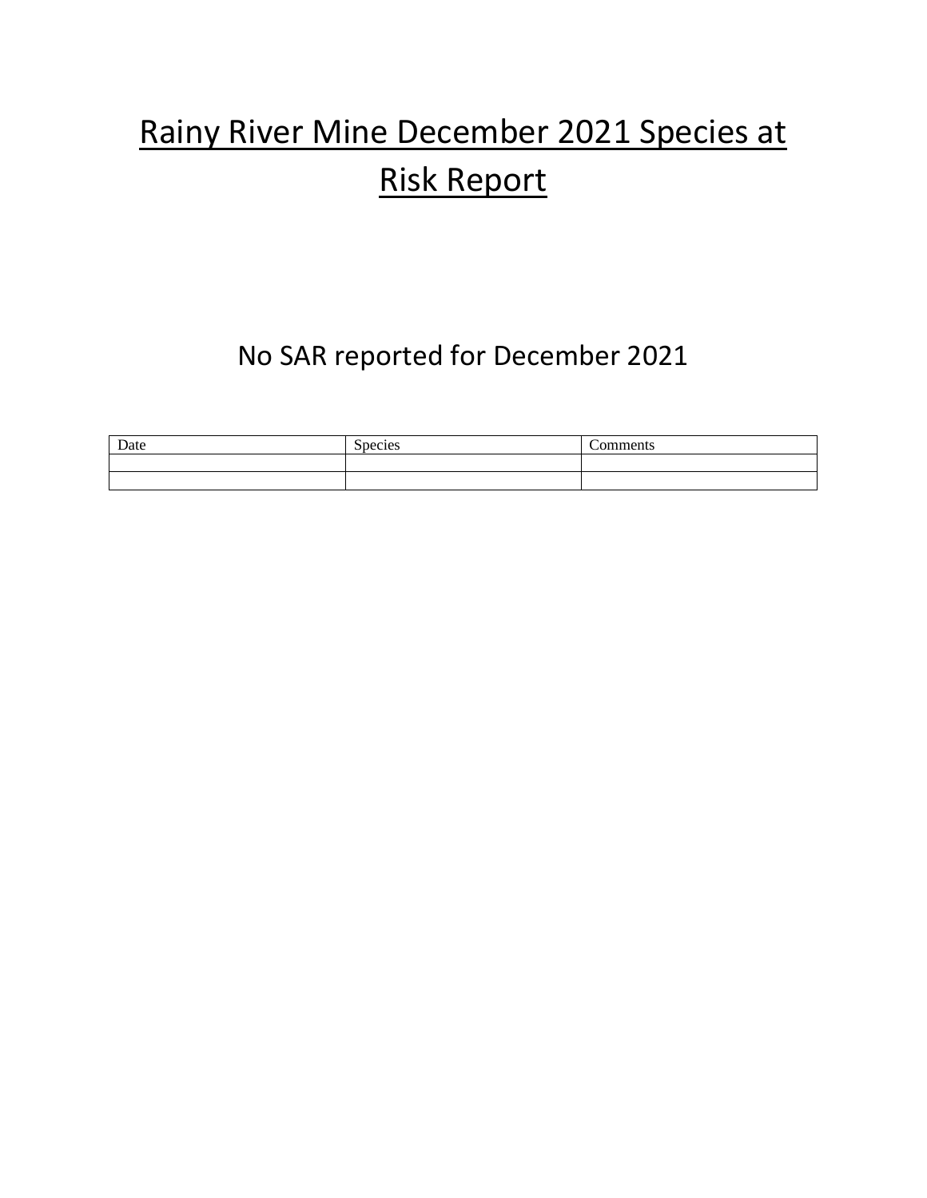# Rainy River Mine December 2021 Species at Risk Report

No SAR reported for December 2021

| Date | Species | Comments |
|---|---|---|
| | | |
| | | |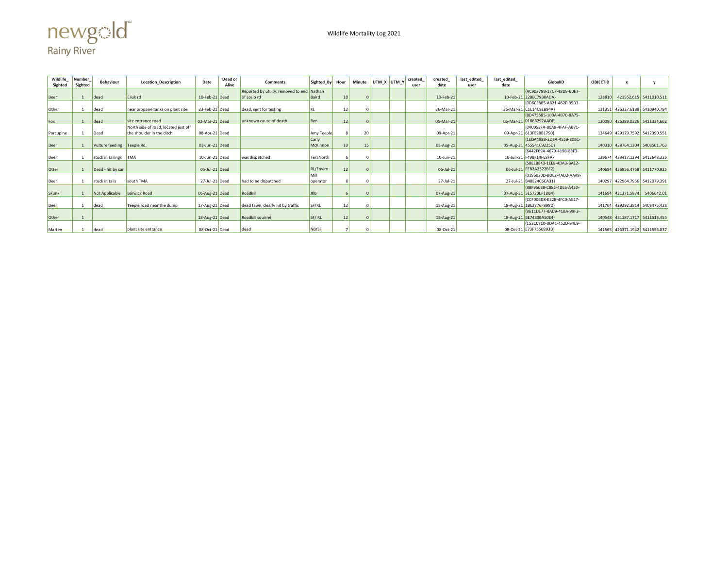newgold Rainy River

Wildlife Mortality Log 2021

| Wildlife_ Sighted | Number_ Sighted | Behaviour | Location_Description | Date | Dead or Alive | Comments | Sighted_By | Hour | Minute | UTM_X | UTM_Y | created_ user | created_ date | last_edited_ user | last_edited_ date | GlobalID | OBJECTID | x | y |
|---|---|---|---|---|---|---|---|---|---|---|---|---|---|---|---|---|---|---|---|
| Deer | 1 | dead | Eliuk rd | 10-Feb-21 | Dead | Reported by utility, removed to end of Loslo rd | Nathan Baird | 10 | 0 | | | | 10-Feb-21 | | 10-Feb-21 | {AC90279B-17C7-48D9-B0E7-228EC79B0ADA} | 128810 | 421552.615 | 5411010.511 |
| Other | 1 | dead | near propane tanks on plant site | 23-Feb-21 | Dead | dead, sent for testing | KL | 12 | 0 | | | | 26-Mar-21 | | 26-Mar-21 | {0D6CE885-A821-462F-B5D3-C1E14C8EB94A} | 131351 | 426327.6188 | 5410940.794 |
| Fox | 1 | dead | site entrance road | 02-Mar-21 | Dead | unknown cause of death | Ben | 12 | 0 | | | | 05-Mar-21 | | 05-Mar-21 | {8D475585-100A-4B70-8A75-0186B292AADE} | 130090 | 426389.0326 | 5411324.662 |
| Porcupine | 1 | Dead | North side of road, located just off the shoulder in the ditch | 08-Apr-21 | Dead | | Amy Teeple | 8 | 20 | | | | 09-Apr-21 | | 09-Apr-21 | {040053FA-80A9-4FAF-AB71-613FE28B1790} | 134649 | 429179.7592 | 5412390.551 |
| Deer | 1 | Vulture feeding | Teeple Rd. | 03-Jun-21 | Dead | | Carly McKinnon | 10 | 15 | | | | 05-Aug-21 | | 05-Aug-21 | {1EDA498B-2D8A-4559-80BC-455541C9225D} | 140310 | 428764.1304 | 5408501.763 |
| Deer | 1 | stuck in tailings | TMA | 10-Jun-21 | Dead | was dispatched | TeraNorth | 6 | 0 | | | | 10-Jun-21 | | 10-Jun-21 | {6442F69A-4679-419B-83F3-F49BF14FE8FA} | 139674 | 423417.1294 | 5412648.326 |
| Otter | 1 | Dead - hit by car | | 05-Jul-21 | Dead | | RL/Enviro | 12 | 0 | | | | 06-Jul-21 | | 06-Jul-21 | {50EEB843-1EE8-4DA3-BAE2-EEB2A2522BF2} | 140694 | 426956.4758 | 5411770.925 |
| Deer | 1 | stuck in tails | south TMA | 27-Jul-21 | Dead | had to be dispatched | Mill operator | 8 | 0 | | | | 27-Jul-21 | | 27-Jul-21 | {0196020D-BDE2-4AD2-AA48-B48E24C6CA31} | 140297 | 422964.7956 | 5412079.391 |
| Skunk | 1 | Not Applicable | Barwick Road | 06-Aug-21 | Dead | Roadkill | JKB | 6 | 0 | | | | 07-Aug-21 | | 07-Aug-21 | {8BF95638-C881-4DE6-A430-5E5720EF1DB4} | 141694 | 431371.5874 | 5406642.01 |
| Deer | 1 | dead | Teeple road near the dump | 17-Aug-21 | Dead | dead fawn, clearly hit by traffic | SF/RL | 12 | 0 | | | | 18-Aug-21 | | 18-Aug-21 | {CCF00BD8-E32B-4FC0-AE27-1BE2776F898D} | 141764 | 429292.3814 | 5408475.428 |
| Other | 1 | | | 18-Aug-21 | Dead | Roadkill squirrel | SF/ RL | 12 | 0 | | | | 18-Aug-21 | | 18-Aug-21 | {8611DE77-8AD9-41BA-99F3-BE7483BA50E4} | 140548 | 431187.1717 | 5411513.455 |
| Marten | 1 | dead | plant site entrance | 08-Oct-21 | Dead | dead | NB/SF | 7 | 0 | | | | 08-Oct-21 | | 08-Oct-21 | {153C07C0-0DA1-452D-94E9-E73F7550893D} | 141565 | 426371.1942 | 5411556.037 |